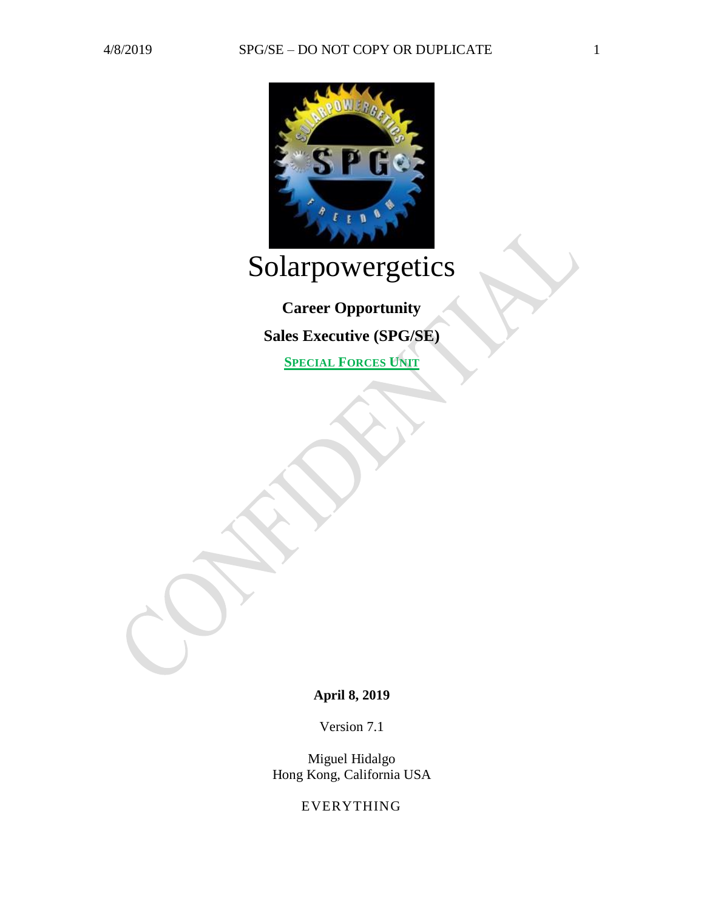# Solarpowergetics

**Career Opportunity**

**Sales Executive (SPG/SE)**

**SPECIAL FORCES UNIT**

**April 8, 2019**

Version 7.1

Miguel Hidalgo
Hong Kong, California USA

EVERYTHING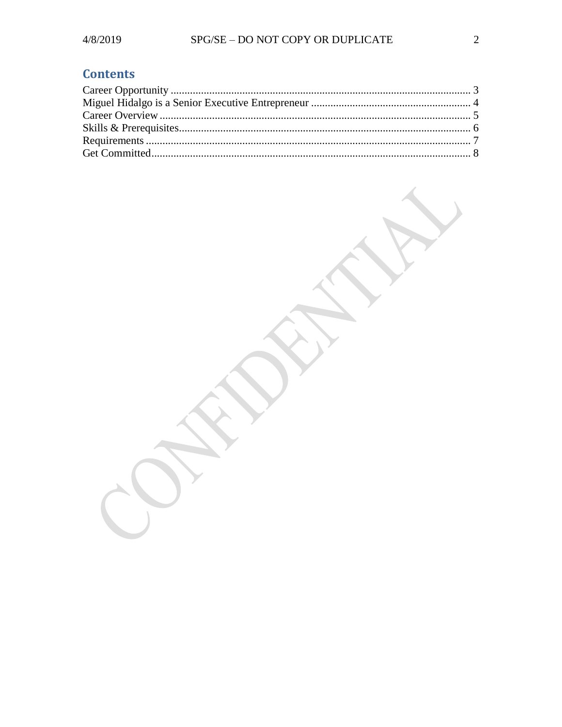## Contents

Career Opportunity ........................................................................................................... 3
Miguel Hidalgo is a Senior Executive Entrepreneur ......................................................... 4
Career Overview ............................................................................................................... 5
Skills & Prerequisites........................................................................................................ 6
Requirements .................................................................................................................... 7
Get Committed.................................................................................................................. 8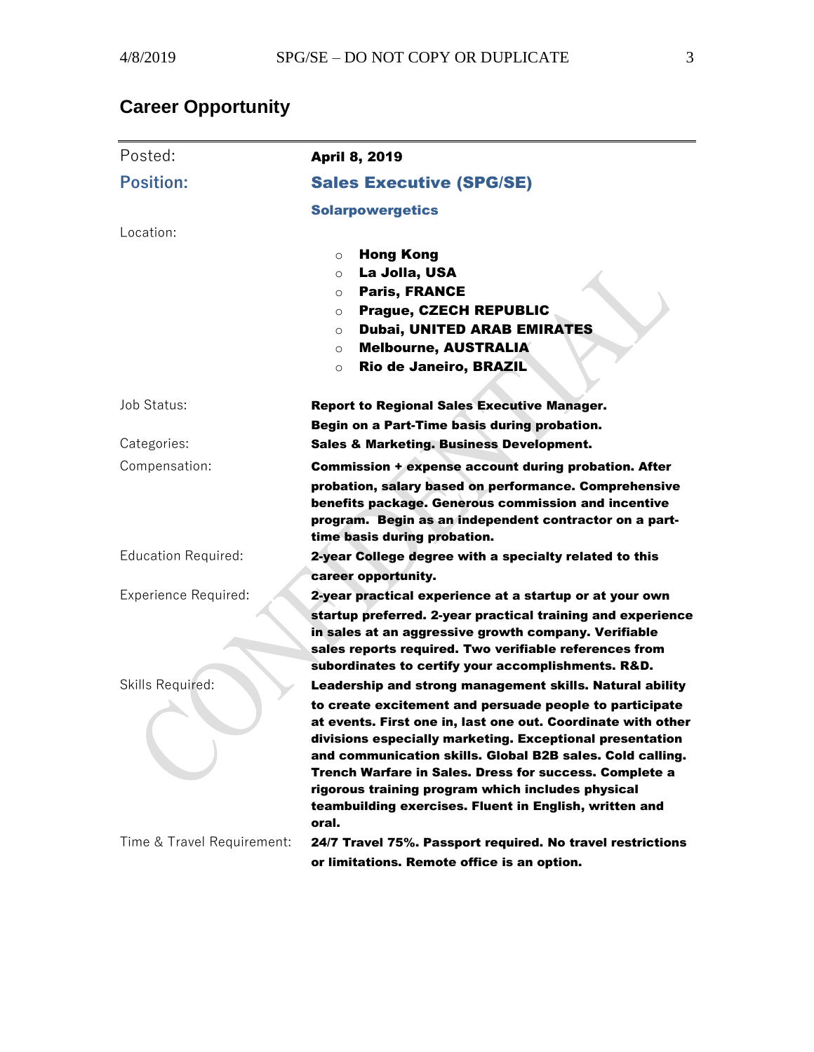## Career Opportunity

| | |
|---|---|
| Posted: | **April 8, 2019** |
| **Position:** | **Sales Executive (SPG/SE)**<br>**Solarpowergetics** |
| Location: | ○ **Hong Kong**<br>○ **La Jolla, USA**<br>○ **Paris, FRANCE**<br>○ **Prague, CZECH REPUBLIC**<br>○ **Dubai, UNITED ARAB EMIRATES**<br>○ **Melbourne, AUSTRALIA**<br>○ **Rio de Janeiro, BRAZIL** |
| Job Status: | **Report to Regional Sales Executive Manager. Begin on a Part-Time basis during probation.** |
| Categories: | **Sales & Marketing. Business Development.** |
| Compensation: | **Commission + expense account during probation. After probation, salary based on performance. Comprehensive benefits package. Generous commission and incentive program. Begin as an independent contractor on a part-time basis during probation.** |
| Education Required: | **2-year College degree with a specialty related to this career opportunity.** |
| Experience Required: | **2-year practical experience at a startup or at your own startup preferred. 2-year practical training and experience in sales at an aggressive growth company. Verifiable sales reports required. Two verifiable references from subordinates to certify your accomplishments. R&D.** |
| Skills Required: | **Leadership and strong management skills. Natural ability to create excitement and persuade people to participate at events. First one in, last one out. Coordinate with other divisions especially marketing. Exceptional presentation and communication skills. Global B2B sales. Cold calling. Trench Warfare in Sales. Dress for success. Complete a rigorous training program which includes physical teambuilding exercises. Fluent in English, written and oral.** |
| Time & Travel Requirement: | **24/7 Travel 75%. Passport required. No travel restrictions or limitations. Remote office is an option.** |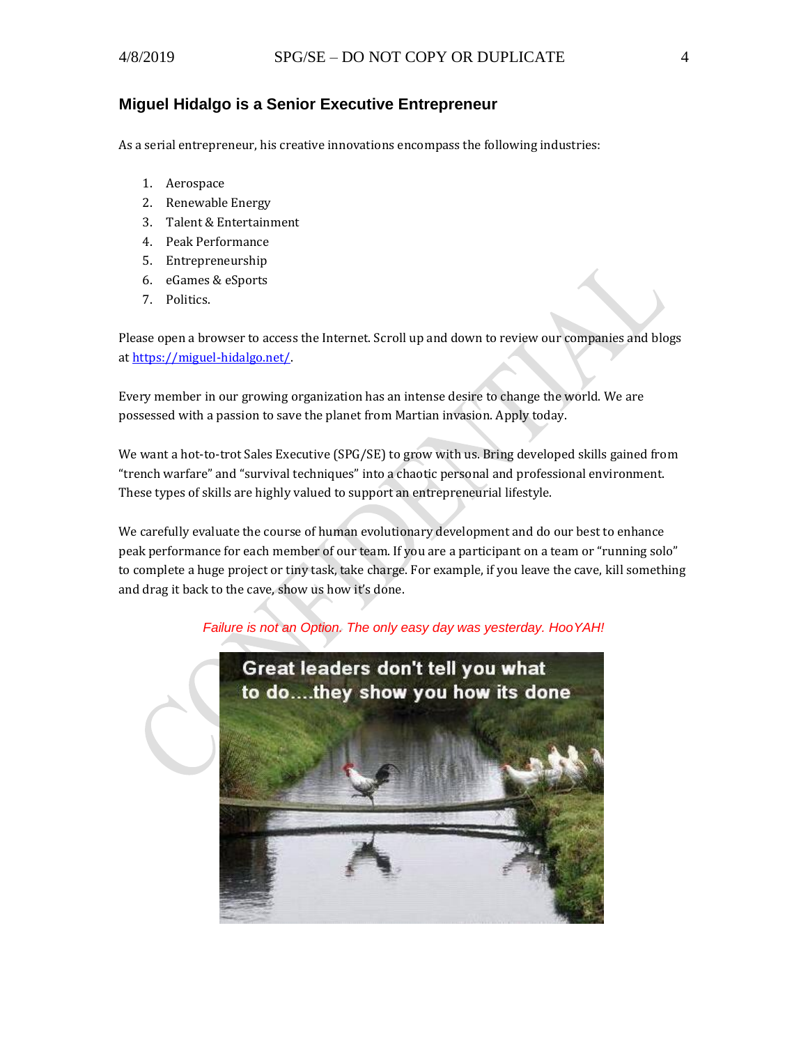## Miguel Hidalgo is a Senior Executive Entrepreneur

As a serial entrepreneur, his creative innovations encompass the following industries:

1. Aerospace
2. Renewable Energy
3. Talent & Entertainment
4. Peak Performance
5. Entrepreneurship
6. eGames & eSports
7. Politics.

Please open a browser to access the Internet. Scroll up and down to review our companies and blogs at [https://miguel-hidalgo.net/](https://miguel-hidalgo.net/).

Every member in our growing organization has an intense desire to change the world. We are possessed with a passion to save the planet from Martian invasion. Apply today.

We want a hot-to-trot Sales Executive (SPG/SE) to grow with us. Bring developed skills gained from "trench warfare" and "survival techniques" into a chaotic personal and professional environment. These types of skills are highly valued to support an entrepreneurial lifestyle.

We carefully evaluate the course of human evolutionary development and do our best to enhance peak performance for each member of our team. If you are a participant on a team or "running solo" to complete a huge project or tiny task, take charge. For example, if you leave the cave, kill something and drag it back to the cave, show us how it's done.

*Failure is not an Option. The only easy day was yesterday. HooYAH!*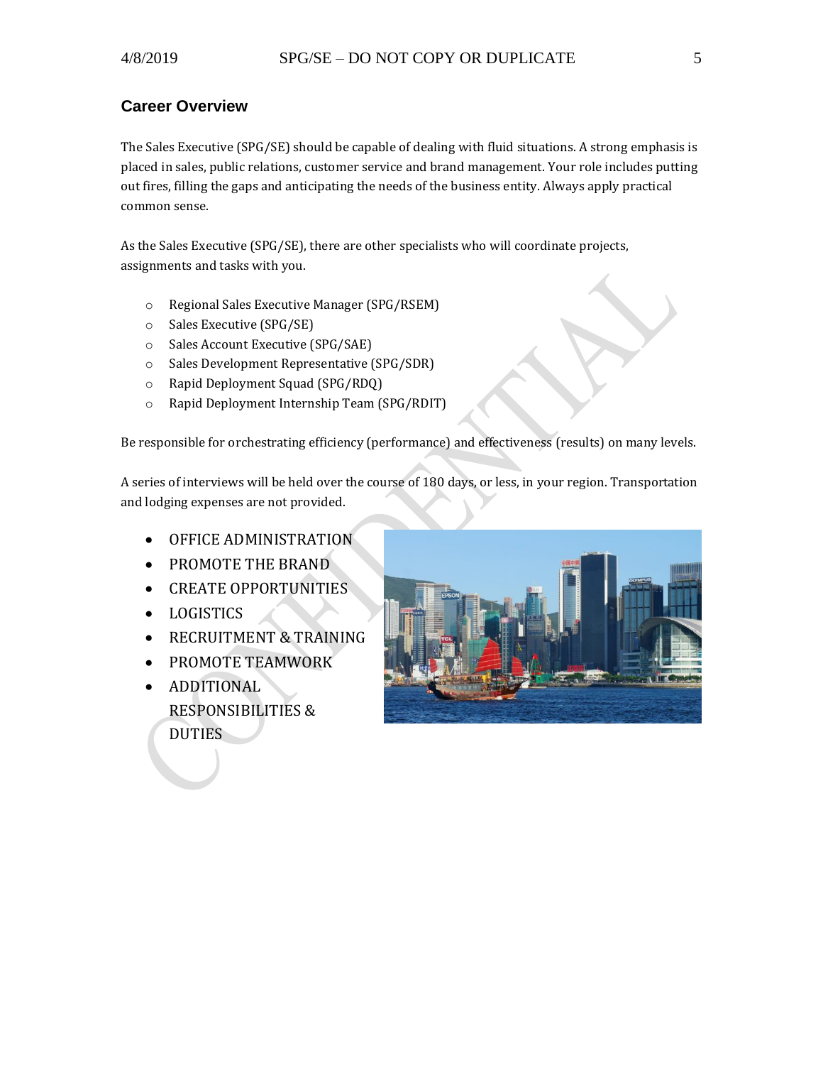## Career Overview

The Sales Executive (SPG/SE) should be capable of dealing with fluid situations. A strong emphasis is placed in sales, public relations, customer service and brand management. Your role includes putting out fires, filling the gaps and anticipating the needs of the business entity. Always apply practical common sense.

As the Sales Executive (SPG/SE), there are other specialists who will coordinate projects, assignments and tasks with you.

- Regional Sales Executive Manager (SPG/RSEM)
- Sales Executive (SPG/SE)
- Sales Account Executive (SPG/SAE)
- Sales Development Representative (SPG/SDR)
- Rapid Deployment Squad (SPG/RDQ)
- Rapid Deployment Internship Team (SPG/RDIT)

Be responsible for orchestrating efficiency (performance) and effectiveness (results) on many levels.

A series of interviews will be held over the course of 180 days, or less, in your region. Transportation and lodging expenses are not provided.

- OFFICE ADMINISTRATION
- PROMOTE THE BRAND
- CREATE OPPORTUNITIES
- LOGISTICS
- RECRUITMENT & TRAINING
- PROMOTE TEAMWORK
- ADDITIONAL RESPONSIBILITIES & DUTIES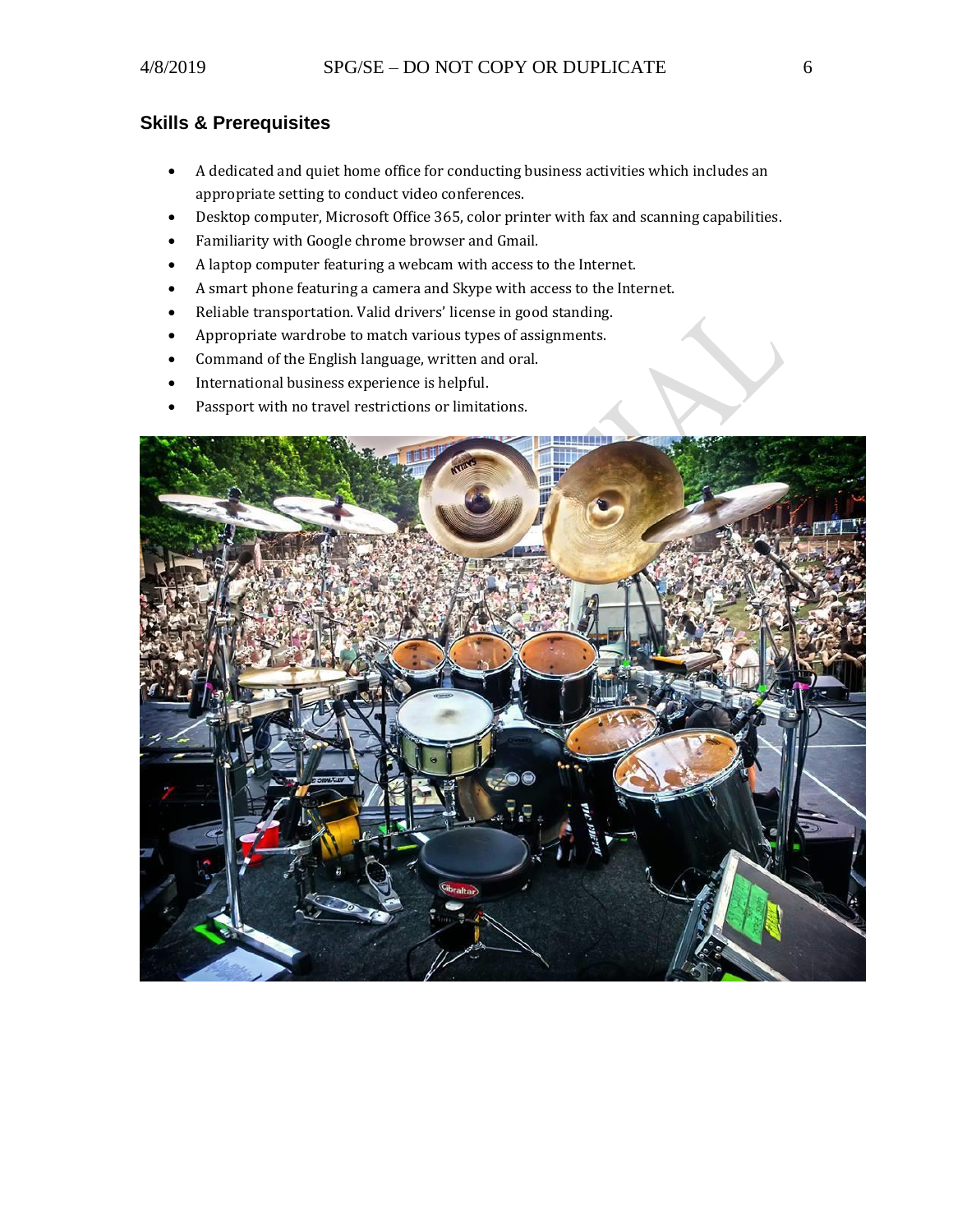## Skills & Prerequisites

- A dedicated and quiet home office for conducting business activities which includes an appropriate setting to conduct video conferences.
- Desktop computer, Microsoft Office 365, color printer with fax and scanning capabilities.
- Familiarity with Google chrome browser and Gmail.
- A laptop computer featuring a webcam with access to the Internet.
- A smart phone featuring a camera and Skype with access to the Internet.
- Reliable transportation. Valid drivers' license in good standing.
- Appropriate wardrobe to match various types of assignments.
- Command of the English language, written and oral.
- International business experience is helpful.
- Passport with no travel restrictions or limitations.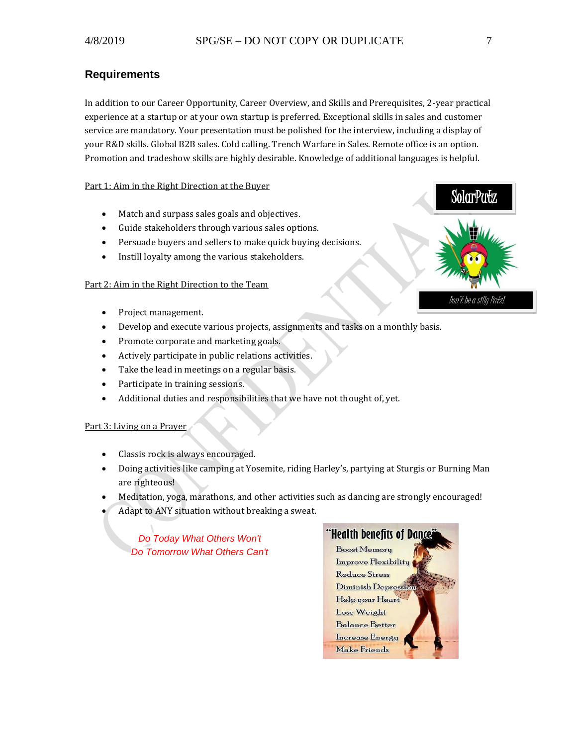## Requirements

In addition to our Career Opportunity, Career Overview, and Skills and Prerequisites, 2-year practical experience at a startup or at your own startup is preferred. Exceptional skills in sales and customer service are mandatory. Your presentation must be polished for the interview, including a display of your R&D skills. Global B2B sales. Cold calling. Trench Warfare in Sales. Remote office is an option. Promotion and tradeshow skills are highly desirable. Knowledge of additional languages is helpful.

Part 1: Aim in the Right Direction at the Buyer

- Match and surpass sales goals and objectives.
- Guide stakeholders through various sales options.
- Persuade buyers and sellers to make quick buying decisions.
- Instill loyalty among the various stakeholders.

SolarPutz

Don't be a silly Putz!

Part 2: Aim in the Right Direction to the Team

- Project management.
- Develop and execute various projects, assignments and tasks on a monthly basis.
- Promote corporate and marketing goals.
- Actively participate in public relations activities.
- Take the lead in meetings on a regular basis.
- Participate in training sessions.
- Additional duties and responsibilities that we have not thought of, yet.

Part 3: Living on a Prayer

- Classis rock is always encouraged.
- Doing activities like camping at Yosemite, riding Harley's, partying at Sturgis or Burning Man are righteous!
- Meditation, yoga, marathons, and other activities such as dancing are strongly encouraged!
- Adapt to ANY situation without breaking a sweat.

*Do Today What Others Won't*
*Do Tomorrow What Others Can't*

"Health benefits of Dance"

- Boost Memory
- Improve Flexibility
- Reduce Stress
- Diminish Depression
- Help your Heart
- Lose Weight
- Balance Better
- Increase Energy
- Make Friends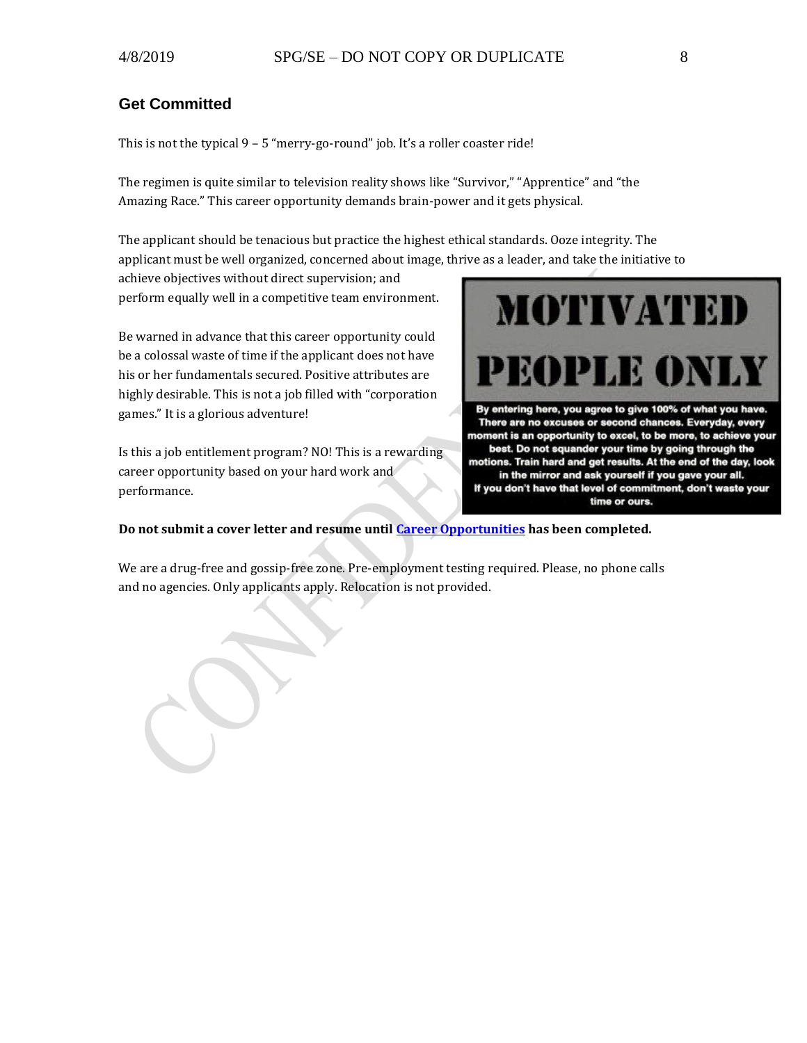## Get Committed

This is not the typical 9 – 5 "merry-go-round" job. It's a roller coaster ride!

The regimen is quite similar to television reality shows like "Survivor," "Apprentice" and "the Amazing Race." This career opportunity demands brain-power and it gets physical.

The applicant should be tenacious but practice the highest ethical standards. Ooze integrity. The applicant must be well organized, concerned about image, thrive as a leader, and take the initiative to achieve objectives without direct supervision; and perform equally well in a competitive team environment.

Be warned in advance that this career opportunity could be a colossal waste of time if the applicant does not have his or her fundamentals secured. Positive attributes are highly desirable. This is not a job filled with "corporation games." It is a glorious adventure!

Is this a job entitlement program? NO! This is a rewarding career opportunity based on your hard work and performance.

MOTIVATED PEOPLE ONLY

By entering here, you agree to give 100% of what you have. There are no excuses or second chances. Everyday, every moment is an opportunity to excel, to be more, to achieve your best. Do not squander your time by going through the motions. Train hard and get results. At the end of the day, look in the mirror and ask yourself if you gave your all. If you don't have that level of commitment, don't waste your time or ours.

**Do not submit a cover letter and resume until Career Opportunities has been completed.**

We are a drug-free and gossip-free zone. Pre-employment testing required. Please, no phone calls and no agencies. Only applicants apply. Relocation is not provided.